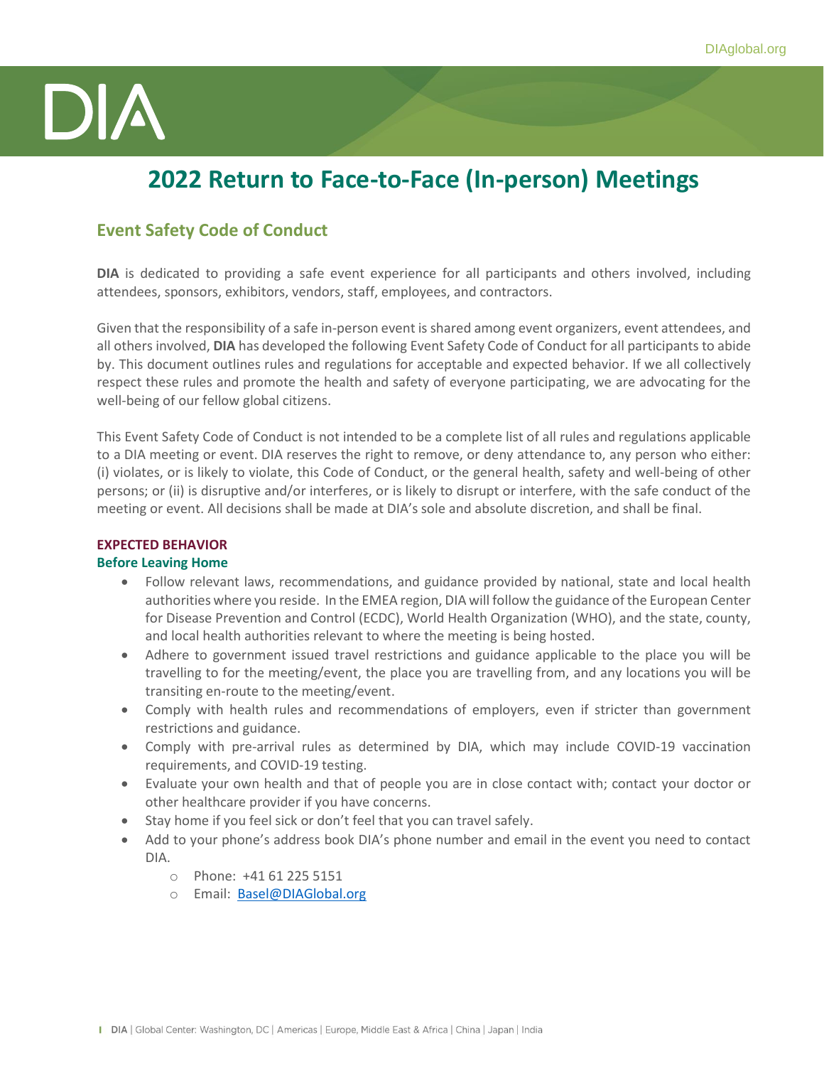# 2022 Return to Face-to-Face (In-person) Meetings

## Event Safety Code of Conduct

**DIA** is dedicated to providing a safe event experience for all participants and others involved, including attendees, sponsors, exhibitors, vendors, staff, employees, and contractors.

Given that the responsibility of a safe in-person event is shared among event organizers, event attendees, and all others involved, **DIA** has developed the following Event Safety Code of Conduct for all participants to abide by. This document outlines rules and regulations for acceptable and expected behavior. If we all collectively respect these rules and promote the health and safety of everyone participating, we are advocating for the well-being of our fellow global citizens.

This Event Safety Code of Conduct is not intended to be a complete list of all rules and regulations applicable to a DIA meeting or event. DIA reserves the right to remove, or deny attendance to, any person who either: (i) violates, or is likely to violate, this Code of Conduct, or the general health, safety and well-being of other persons; or (ii) is disruptive and/or interferes, or is likely to disrupt or interfere, with the safe conduct of the meeting or event. All decisions shall be made at DIA's sole and absolute discretion, and shall be final.

### EXPECTED BEHAVIOR

#### Before Leaving Home

- Follow relevant laws, recommendations, and guidance provided by national, state and local health authorities where you reside. In the EMEA region, DIA will follow the guidance of the European Center for Disease Prevention and Control (ECDC), World Health Organization (WHO), and the state, county, and local health authorities relevant to where the meeting is being hosted.
- Adhere to government issued travel restrictions and guidance applicable to the place you will be travelling to for the meeting/event, the place you are travelling from, and any locations you will be transiting en-route to the meeting/event.
- Comply with health rules and recommendations of employers, even if stricter than government restrictions and guidance.
- Comply with pre-arrival rules as determined by DIA, which may include COVID-19 vaccination requirements, and COVID-19 testing.
- Evaluate your own health and that of people you are in close contact with; contact your doctor or other healthcare provider if you have concerns.
- Stay home if you feel sick or don't feel that you can travel safely.
- Add to your phone's address book DIA's phone number and email in the event you need to contact DIA.
  - Phone: +41 61 225 5151
  - Email: Basel@DIAGlobal.org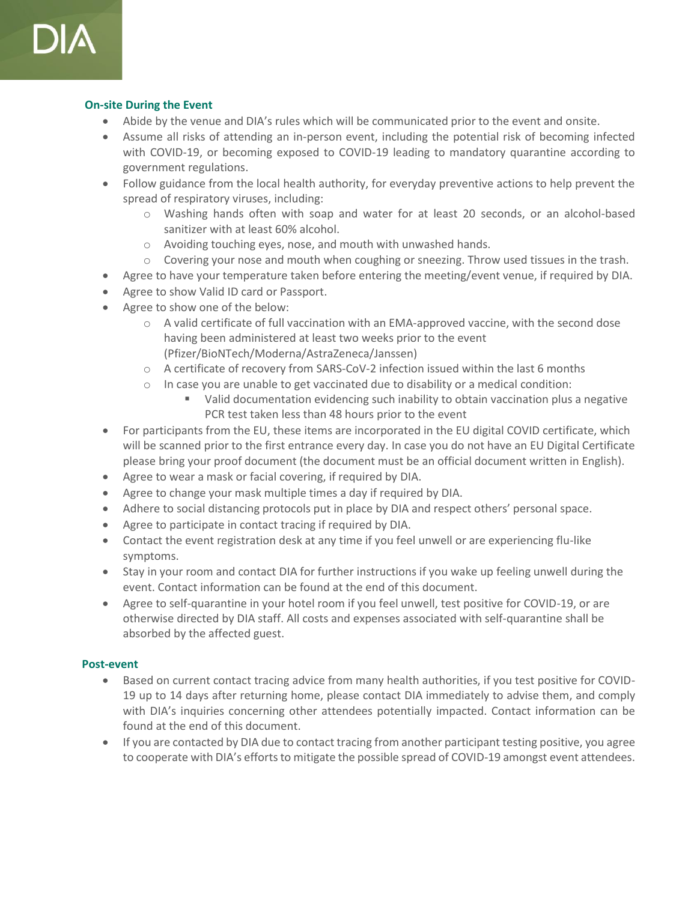### On-site During the Event

- Abide by the venue and DIA's rules which will be communicated prior to the event and onsite.
- Assume all risks of attending an in-person event, including the potential risk of becoming infected with COVID-19, or becoming exposed to COVID-19 leading to mandatory quarantine according to government regulations.
- Follow guidance from the local health authority, for everyday preventive actions to help prevent the spread of respiratory viruses, including:
    - Washing hands often with soap and water for at least 20 seconds, or an alcohol-based sanitizer with at least 60% alcohol.
    - Avoiding touching eyes, nose, and mouth with unwashed hands.
    - Covering your nose and mouth when coughing or sneezing. Throw used tissues in the trash.
- Agree to have your temperature taken before entering the meeting/event venue, if required by DIA.
- Agree to show Valid ID card or Passport.
- Agree to show one of the below:
    - A valid certificate of full vaccination with an EMA-approved vaccine, with the second dose having been administered at least two weeks prior to the event (Pfizer/BioNTech/Moderna/AstraZeneca/Janssen)
    - A certificate of recovery from SARS-CoV-2 infection issued within the last 6 months
    - In case you are unable to get vaccinated due to disability or a medical condition:
        - Valid documentation evidencing such inability to obtain vaccination plus a negative PCR test taken less than 48 hours prior to the event
- For participants from the EU, these items are incorporated in the EU digital COVID certificate, which will be scanned prior to the first entrance every day. In case you do not have an EU Digital Certificate please bring your proof document (the document must be an official document written in English).
- Agree to wear a mask or facial covering, if required by DIA.
- Agree to change your mask multiple times a day if required by DIA.
- Adhere to social distancing protocols put in place by DIA and respect others' personal space.
- Agree to participate in contact tracing if required by DIA.
- Contact the event registration desk at any time if you feel unwell or are experiencing flu-like symptoms.
- Stay in your room and contact DIA for further instructions if you wake up feeling unwell during the event. Contact information can be found at the end of this document.
- Agree to self-quarantine in your hotel room if you feel unwell, test positive for COVID-19, or are otherwise directed by DIA staff. All costs and expenses associated with self-quarantine shall be absorbed by the affected guest.

### Post-event

- Based on current contact tracing advice from many health authorities, if you test positive for COVID-19 up to 14 days after returning home, please contact DIA immediately to advise them, and comply with DIA's inquiries concerning other attendees potentially impacted. Contact information can be found at the end of this document.
- If you are contacted by DIA due to contact tracing from another participant testing positive, you agree to cooperate with DIA's efforts to mitigate the possible spread of COVID-19 amongst event attendees.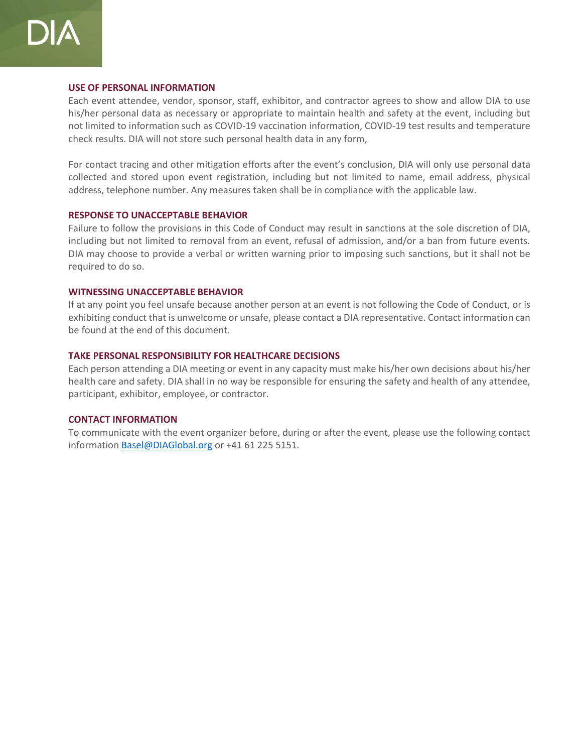## USE OF PERSONAL INFORMATION

Each event attendee, vendor, sponsor, staff, exhibitor, and contractor agrees to show and allow DIA to use his/her personal data as necessary or appropriate to maintain health and safety at the event, including but not limited to information such as COVID-19 vaccination information, COVID-19 test results and temperature check results. DIA will not store such personal health data in any form,

For contact tracing and other mitigation efforts after the event's conclusion, DIA will only use personal data collected and stored upon event registration, including but not limited to name, email address, physical address, telephone number. Any measures taken shall be in compliance with the applicable law.

## RESPONSE TO UNACCEPTABLE BEHAVIOR

Failure to follow the provisions in this Code of Conduct may result in sanctions at the sole discretion of DIA, including but not limited to removal from an event, refusal of admission, and/or a ban from future events. DIA may choose to provide a verbal or written warning prior to imposing such sanctions, but it shall not be required to do so.

## WITNESSING UNACCEPTABLE BEHAVIOR

If at any point you feel unsafe because another person at an event is not following the Code of Conduct, or is exhibiting conduct that is unwelcome or unsafe, please contact a DIA representative. Contact information can be found at the end of this document.

## TAKE PERSONAL RESPONSIBILITY FOR HEALTHCARE DECISIONS

Each person attending a DIA meeting or event in any capacity must make his/her own decisions about his/her health care and safety. DIA shall in no way be responsible for ensuring the safety and health of any attendee, participant, exhibitor, employee, or contractor.

## CONTACT INFORMATION

To communicate with the event organizer before, during or after the event, please use the following contact information [Basel@DIAGlobal.org](mailto:Basel@DIAGlobal.org) or +41 61 225 5151.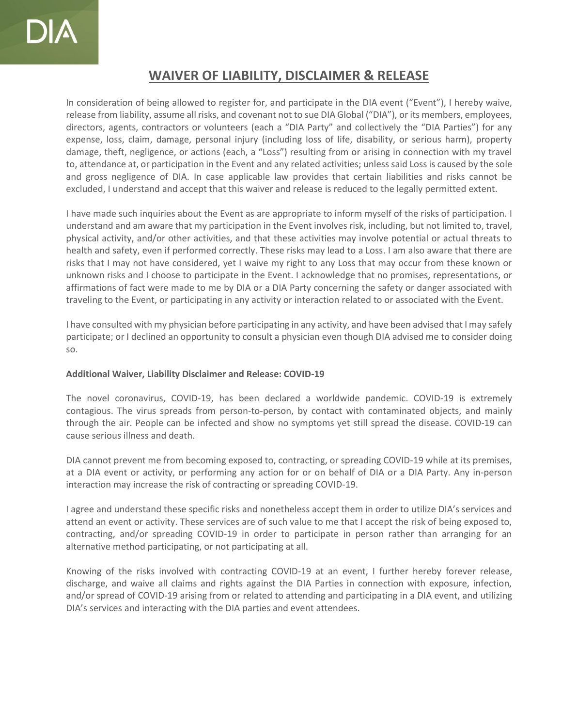DIA

# WAIVER OF LIABILITY, DISCLAIMER & RELEASE

In consideration of being allowed to register for, and participate in the DIA event ("Event"), I hereby waive, release from liability, assume all risks, and covenant not to sue DIA Global ("DIA"), or its members, employees, directors, agents, contractors or volunteers (each a "DIA Party" and collectively the "DIA Parties") for any expense, loss, claim, damage, personal injury (including loss of life, disability, or serious harm), property damage, theft, negligence, or actions (each, a "Loss") resulting from or arising in connection with my travel to, attendance at, or participation in the Event and any related activities; unless said Loss is caused by the sole and gross negligence of DIA. In case applicable law provides that certain liabilities and risks cannot be excluded, I understand and accept that this waiver and release is reduced to the legally permitted extent.

I have made such inquiries about the Event as are appropriate to inform myself of the risks of participation. I understand and am aware that my participation in the Event involves risk, including, but not limited to, travel, physical activity, and/or other activities, and that these activities may involve potential or actual threats to health and safety, even if performed correctly. These risks may lead to a Loss. I am also aware that there are risks that I may not have considered, yet I waive my right to any Loss that may occur from these known or unknown risks and I choose to participate in the Event. I acknowledge that no promises, representations, or affirmations of fact were made to me by DIA or a DIA Party concerning the safety or danger associated with traveling to the Event, or participating in any activity or interaction related to or associated with the Event.

I have consulted with my physician before participating in any activity, and have been advised that I may safely participate; or I declined an opportunity to consult a physician even though DIA advised me to consider doing so.

**Additional Waiver, Liability Disclaimer and Release: COVID-19**

The novel coronavirus, COVID-19, has been declared a worldwide pandemic. COVID-19 is extremely contagious. The virus spreads from person-to-person, by contact with contaminated objects, and mainly through the air. People can be infected and show no symptoms yet still spread the disease. COVID-19 can cause serious illness and death.

DIA cannot prevent me from becoming exposed to, contracting, or spreading COVID-19 while at its premises, at a DIA event or activity, or performing any action for or on behalf of DIA or a DIA Party. Any in-person interaction may increase the risk of contracting or spreading COVID-19.

I agree and understand these specific risks and nonetheless accept them in order to utilize DIA's services and attend an event or activity. These services are of such value to me that I accept the risk of being exposed to, contracting, and/or spreading COVID-19 in order to participate in person rather than arranging for an alternative method participating, or not participating at all.

Knowing of the risks involved with contracting COVID-19 at an event, I further hereby forever release, discharge, and waive all claims and rights against the DIA Parties in connection with exposure, infection, and/or spread of COVID-19 arising from or related to attending and participating in a DIA event, and utilizing DIA's services and interacting with the DIA parties and event attendees.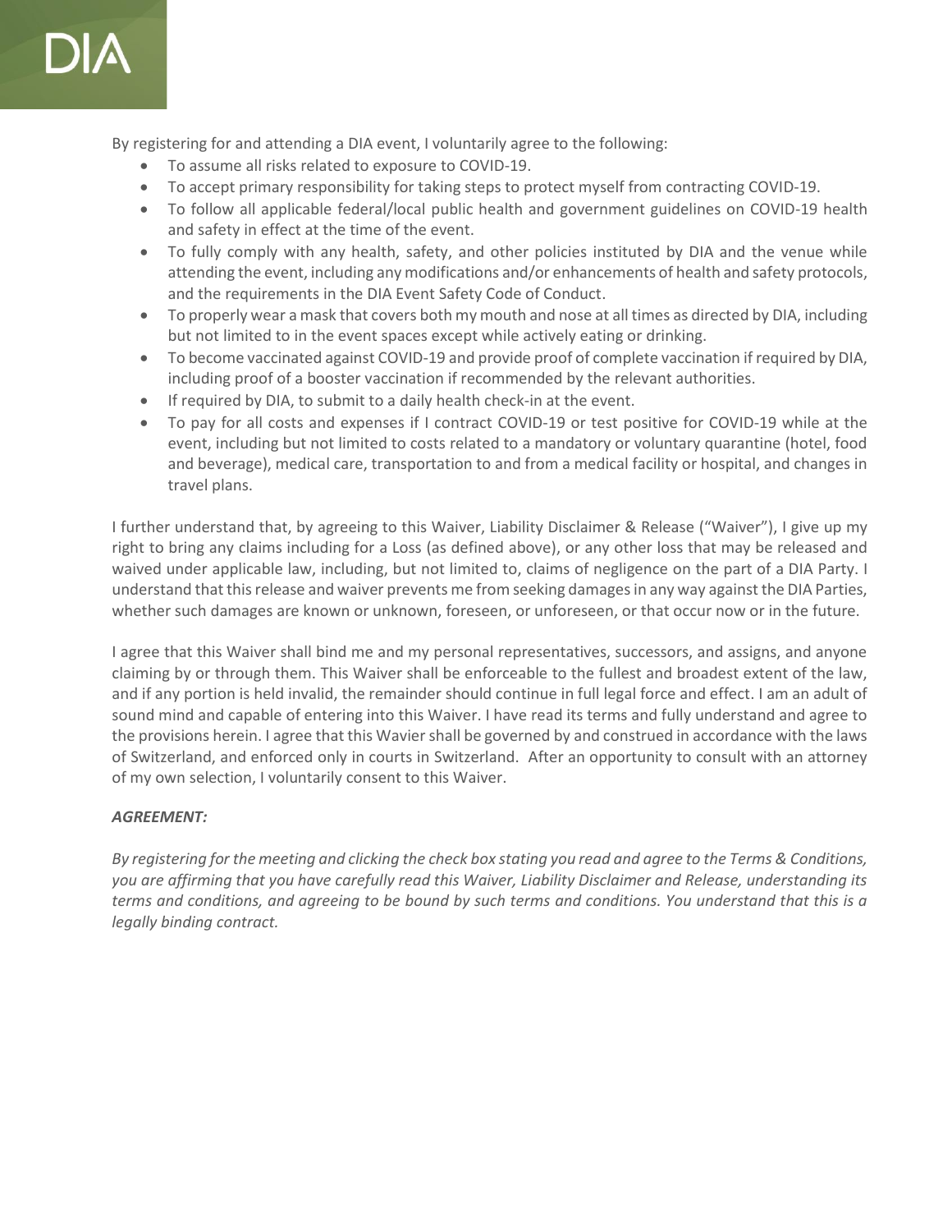By registering for and attending a DIA event, I voluntarily agree to the following:

- To assume all risks related to exposure to COVID-19.
- To accept primary responsibility for taking steps to protect myself from contracting COVID-19.
- To follow all applicable federal/local public health and government guidelines on COVID-19 health and safety in effect at the time of the event.
- To fully comply with any health, safety, and other policies instituted by DIA and the venue while attending the event, including any modifications and/or enhancements of health and safety protocols, and the requirements in the DIA Event Safety Code of Conduct.
- To properly wear a mask that covers both my mouth and nose at all times as directed by DIA, including but not limited to in the event spaces except while actively eating or drinking.
- To become vaccinated against COVID-19 and provide proof of complete vaccination if required by DIA, including proof of a booster vaccination if recommended by the relevant authorities.
- If required by DIA, to submit to a daily health check-in at the event.
- To pay for all costs and expenses if I contract COVID-19 or test positive for COVID-19 while at the event, including but not limited to costs related to a mandatory or voluntary quarantine (hotel, food and beverage), medical care, transportation to and from a medical facility or hospital, and changes in travel plans.

I further understand that, by agreeing to this Waiver, Liability Disclaimer & Release ("Waiver"), I give up my right to bring any claims including for a Loss (as defined above), or any other loss that may be released and waived under applicable law, including, but not limited to, claims of negligence on the part of a DIA Party. I understand that this release and waiver prevents me from seeking damages in any way against the DIA Parties, whether such damages are known or unknown, foreseen, or unforeseen, or that occur now or in the future.

I agree that this Waiver shall bind me and my personal representatives, successors, and assigns, and anyone claiming by or through them. This Waiver shall be enforceable to the fullest and broadest extent of the law, and if any portion is held invalid, the remainder should continue in full legal force and effect. I am an adult of sound mind and capable of entering into this Waiver. I have read its terms and fully understand and agree to the provisions herein. I agree that this Wavier shall be governed by and construed in accordance with the laws of Switzerland, and enforced only in courts in Switzerland. After an opportunity to consult with an attorney of my own selection, I voluntarily consent to this Waiver.

***AGREEMENT:***

*By registering for the meeting and clicking the check box stating you read and agree to the Terms & Conditions, you are affirming that you have carefully read this Waiver, Liability Disclaimer and Release, understanding its terms and conditions, and agreeing to be bound by such terms and conditions. You understand that this is a legally binding contract.*